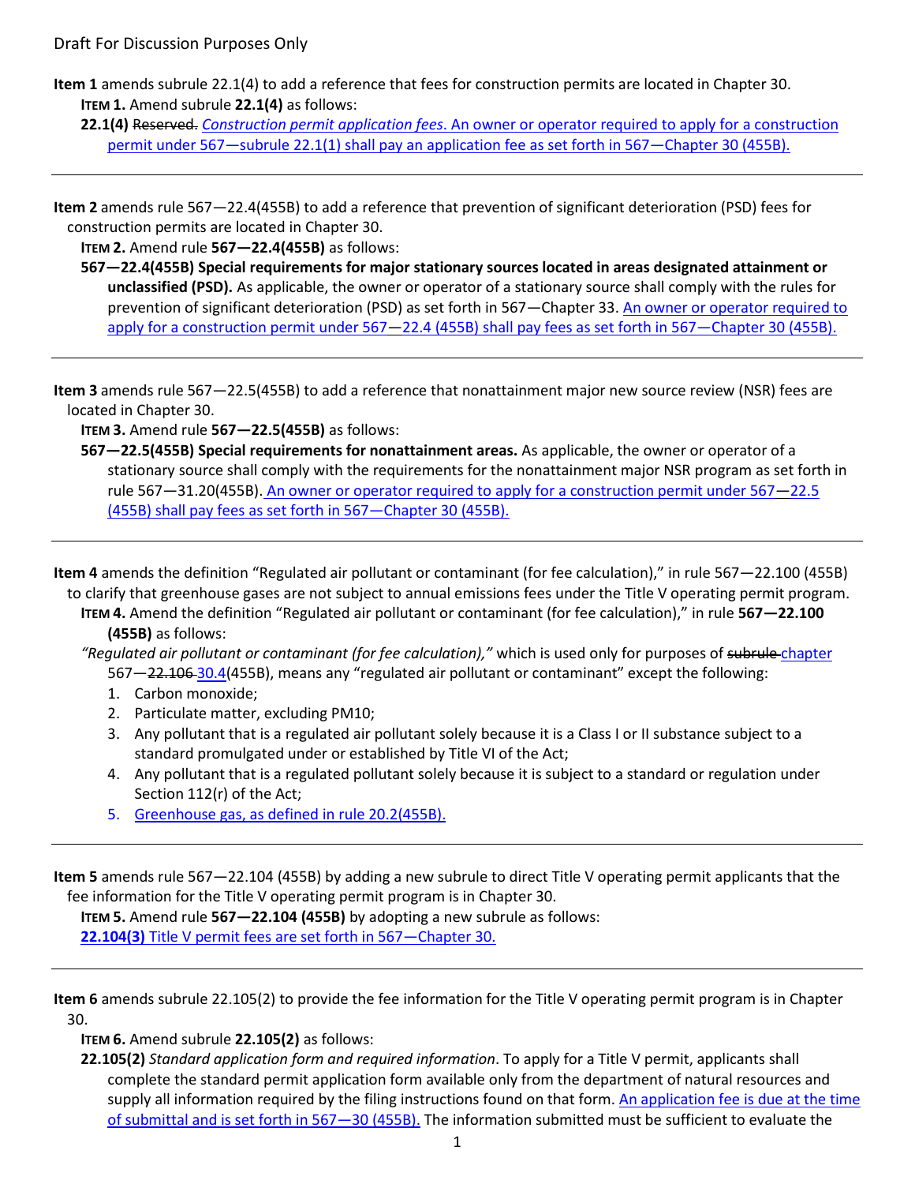Draft For Discussion Purposes Only

**Item 1** amends subrule 22.1(4) to add a reference that fees for construction permits are located in Chapter 30.

**ITEM 1.** Amend subrule **22.1(4)** as follows:

**22.1(4)** ~~Reserved.~~ *Construction permit application fees*. An owner or operator required to apply for a construction permit under 567—subrule 22.1(1) shall pay an application fee as set forth in 567—Chapter 30 (455B).

---

**Item 2** amends rule 567—22.4(455B) to add a reference that prevention of significant deterioration (PSD) fees for construction permits are located in Chapter 30.

**ITEM 2.** Amend rule **567—22.4(455B)** as follows:

**567—22.4(455B) Special requirements for major stationary sources located in areas designated attainment or unclassified (PSD).** As applicable, the owner or operator of a stationary source shall comply with the rules for prevention of significant deterioration (PSD) as set forth in 567—Chapter 33. An owner or operator required to apply for a construction permit under 567—22.4 (455B) shall pay fees as set forth in 567—Chapter 30 (455B).

---

**Item 3** amends rule 567—22.5(455B) to add a reference that nonattainment major new source review (NSR) fees are located in Chapter 30.

**ITEM 3.** Amend rule **567—22.5(455B)** as follows:

**567—22.5(455B) Special requirements for nonattainment areas.** As applicable, the owner or operator of a stationary source shall comply with the requirements for the nonattainment major NSR program as set forth in rule 567—31.20(455B). An owner or operator required to apply for a construction permit under 567—22.5 (455B) shall pay fees as set forth in 567—Chapter 30 (455B).

---

**Item 4** amends the definition "Regulated air pollutant or contaminant (for fee calculation)," in rule 567—22.100 (455B) to clarify that greenhouse gases are not subject to annual emissions fees under the Title V operating permit program.

**ITEM 4.** Amend the definition "Regulated air pollutant or contaminant (for fee calculation)," in rule **567—22.100 (455B)** as follows:

*"Regulated air pollutant or contaminant (for fee calculation),"* which is used only for purposes of ~~subrule~~ chapter 567—~~22.106~~ 30.4(455B), means any "regulated air pollutant or contaminant" except the following:

1. Carbon monoxide;
2. Particulate matter, excluding PM10;
3. Any pollutant that is a regulated air pollutant solely because it is a Class I or II substance subject to a standard promulgated under or established by Title VI of the Act;
4. Any pollutant that is a regulated pollutant solely because it is subject to a standard or regulation under Section 112(r) of the Act;
5. Greenhouse gas, as defined in rule 20.2(455B).

---

**Item 5** amends rule 567—22.104 (455B) by adding a new subrule to direct Title V operating permit applicants that the fee information for the Title V operating permit program is in Chapter 30.

**ITEM 5.** Amend rule **567—22.104 (455B)** by adopting a new subrule as follows:

**22.104(3)** Title V permit fees are set forth in 567—Chapter 30.

---

**Item 6** amends subrule 22.105(2) to provide the fee information for the Title V operating permit program is in Chapter 30.

**ITEM 6.** Amend subrule **22.105(2)** as follows:

**22.105(2)** *Standard application form and required information*. To apply for a Title V permit, applicants shall complete the standard permit application form available only from the department of natural resources and supply all information required by the filing instructions found on that form. An application fee is due at the time of submittal and is set forth in 567—30 (455B). The information submitted must be sufficient to evaluate the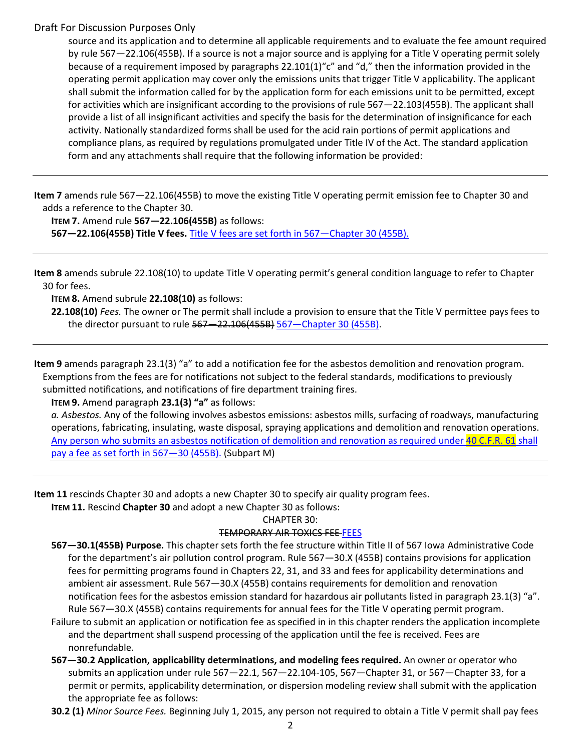Draft For Discussion Purposes Only

source and its application and to determine all applicable requirements and to evaluate the fee amount required by rule 567—22.106(455B). If a source is not a major source and is applying for a Title V operating permit solely because of a requirement imposed by paragraphs 22.101(1)"c" and "d," then the information provided in the operating permit application may cover only the emissions units that trigger Title V applicability. The applicant shall submit the information called for by the application form for each emissions unit to be permitted, except for activities which are insignificant according to the provisions of rule 567—22.103(455B). The applicant shall provide a list of all insignificant activities and specify the basis for the determination of insignificance for each activity. Nationally standardized forms shall be used for the acid rain portions of permit applications and compliance plans, as required by regulations promulgated under Title IV of the Act. The standard application form and any attachments shall require that the following information be provided:

---

**Item 7** amends rule 567—22.106(455B) to move the existing Title V operating permit emission fee to Chapter 30 and adds a reference to the Chapter 30.

**ITEM 7.** Amend rule **567—22.106(455B)** as follows:

**567—22.106(455B) Title V fees.** Title V fees are set forth in 567—Chapter 30 (455B).

---

**Item 8** amends subrule 22.108(10) to update Title V operating permit's general condition language to refer to Chapter 30 for fees.

**ITEM 8.** Amend subrule **22.108(10)** as follows:

**22.108(10)** *Fees.* The owner or The permit shall include a provision to ensure that the Title V permittee pays fees to the director pursuant to rule ~~567—22.106(455B)~~ 567—Chapter 30 (455B).

---

**Item 9** amends paragraph 23.1(3) "a" to add a notification fee for the asbestos demolition and renovation program. Exemptions from the fees are for notifications not subject to the federal standards, modifications to previously submitted notifications, and notifications of fire department training fires.

**ITEM 9.** Amend paragraph **23.1(3) "a"** as follows:

*a. Asbestos.* Any of the following involves asbestos emissions: asbestos mills, surfacing of roadways, manufacturing operations, fabricating, insulating, waste disposal, spraying applications and demolition and renovation operations. Any person who submits an asbestos notification of demolition and renovation as required under 40 C.F.R. 61 shall pay a fee as set forth in 567—30 (455B). (Subpart M)

---

**Item 11** rescinds Chapter 30 and adopts a new Chapter 30 to specify air quality program fees.

**ITEM 11.** Rescind **Chapter 30** and adopt a new Chapter 30 as follows:

CHAPTER 30:

~~TEMPORARY AIR TOXICS FEE~~ FEES

**567—30.1(455B) Purpose.** This chapter sets forth the fee structure within Title II of 567 Iowa Administrative Code for the department's air pollution control program. Rule 567—30.X (455B) contains provisions for application fees for permitting programs found in Chapters 22, 31, and 33 and fees for applicability determinations and ambient air assessment. Rule 567—30.X (455B) contains requirements for demolition and renovation notification fees for the asbestos emission standard for hazardous air pollutants listed in paragraph 23.1(3) "a". Rule 567—30.X (455B) contains requirements for annual fees for the Title V operating permit program.

Failure to submit an application or notification fee as specified in in this chapter renders the application incomplete and the department shall suspend processing of the application until the fee is received. Fees are nonrefundable.

**567—30.2 Application, applicability determinations, and modeling fees required.** An owner or operator who submits an application under rule 567—22.1, 567—22.104-105, 567—Chapter 31, or 567—Chapter 33, for a permit or permits, applicability determination, or dispersion modeling review shall submit with the application the appropriate fee as follows:

**30.2 (1)** *Minor Source Fees.* Beginning July 1, 2015, any person not required to obtain a Title V permit shall pay fees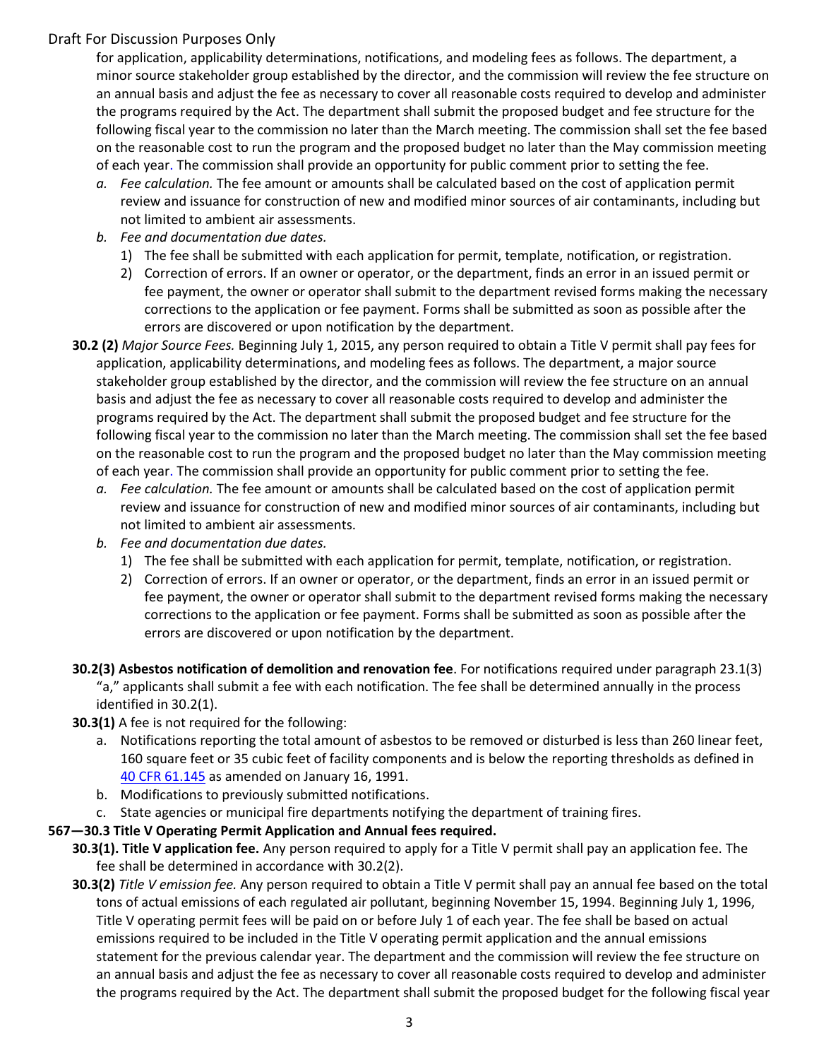Draft For Discussion Purposes Only

for application, applicability determinations, notifications, and modeling fees as follows. The department, a minor source stakeholder group established by the director, and the commission will review the fee structure on an annual basis and adjust the fee as necessary to cover all reasonable costs required to develop and administer the programs required by the Act. The department shall submit the proposed budget and fee structure for the following fiscal year to the commission no later than the March meeting. The commission shall set the fee based on the reasonable cost to run the program and the proposed budget no later than the May commission meeting of each year. The commission shall provide an opportunity for public comment prior to setting the fee.

- *a. Fee calculation.* The fee amount or amounts shall be calculated based on the cost of application permit review and issuance for construction of new and modified minor sources of air contaminants, including but not limited to ambient air assessments.
- *b. Fee and documentation due dates.*
  1) The fee shall be submitted with each application for permit, template, notification, or registration.
  2) Correction of errors. If an owner or operator, or the department, finds an error in an issued permit or fee payment, the owner or operator shall submit to the department revised forms making the necessary corrections to the application or fee payment. Forms shall be submitted as soon as possible after the errors are discovered or upon notification by the department.

**30.2 (2)** *Major Source Fees.* Beginning July 1, 2015, any person required to obtain a Title V permit shall pay fees for application, applicability determinations, and modeling fees as follows. The department, a major source stakeholder group established by the director, and the commission will review the fee structure on an annual basis and adjust the fee as necessary to cover all reasonable costs required to develop and administer the programs required by the Act. The department shall submit the proposed budget and fee structure for the following fiscal year to the commission no later than the March meeting. The commission shall set the fee based on the reasonable cost to run the program and the proposed budget no later than the May commission meeting of each year. The commission shall provide an opportunity for public comment prior to setting the fee.

- *a. Fee calculation.* The fee amount or amounts shall be calculated based on the cost of application permit review and issuance for construction of new and modified minor sources of air contaminants, including but not limited to ambient air assessments.
- *b. Fee and documentation due dates.*
  1) The fee shall be submitted with each application for permit, template, notification, or registration.
  2) Correction of errors. If an owner or operator, or the department, finds an error in an issued permit or fee payment, the owner or operator shall submit to the department revised forms making the necessary corrections to the application or fee payment. Forms shall be submitted as soon as possible after the errors are discovered or upon notification by the department.

**30.2(3) Asbestos notification of demolition and renovation fee**. For notifications required under paragraph 23.1(3) "a," applicants shall submit a fee with each notification. The fee shall be determined annually in the process identified in 30.2(1).

**30.3(1)** A fee is not required for the following:

- a. Notifications reporting the total amount of asbestos to be removed or disturbed is less than 260 linear feet, 160 square feet or 35 cubic feet of facility components and is below the reporting thresholds as defined in [40 CFR 61.145] as amended on January 16, 1991.
- b. Modifications to previously submitted notifications.
- c. State agencies or municipal fire departments notifying the department of training fires.

**567—30.3 Title V Operating Permit Application and Annual fees required.**

**30.3(1). Title V application fee.** Any person required to apply for a Title V permit shall pay an application fee. The fee shall be determined in accordance with 30.2(2).

**30.3(2)** *Title V emission fee.* Any person required to obtain a Title V permit shall pay an annual fee based on the total tons of actual emissions of each regulated air pollutant, beginning November 15, 1994. Beginning July 1, 1996, Title V operating permit fees will be paid on or before July 1 of each year. The fee shall be based on actual emissions required to be included in the Title V operating permit application and the annual emissions statement for the previous calendar year. The department and the commission will review the fee structure on an annual basis and adjust the fee as necessary to cover all reasonable costs required to develop and administer the programs required by the Act. The department shall submit the proposed budget for the following fiscal year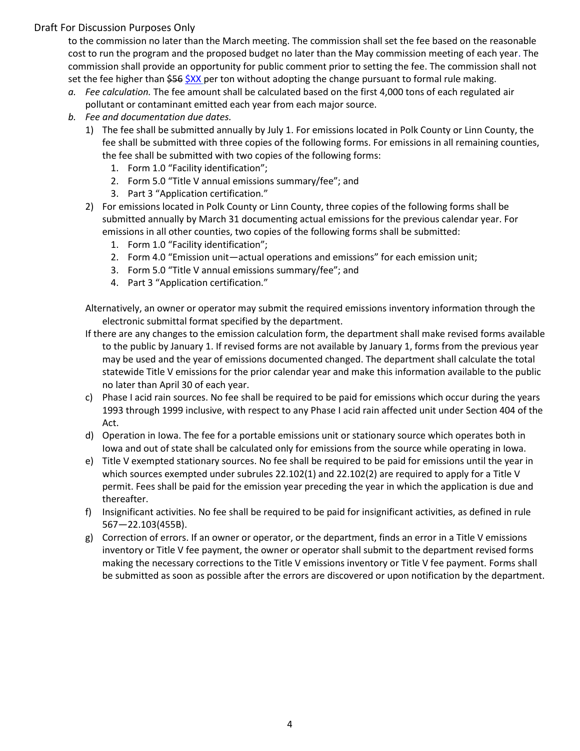to the commission no later than the March meeting. The commission shall set the fee based on the reasonable cost to run the program and the proposed budget no later than the May commission meeting of each year. The commission shall provide an opportunity for public comment prior to setting the fee. The commission shall not set the fee higher than ~~$56~~ <u>$XX</u> per ton without adopting the change pursuant to formal rule making.

*a. Fee calculation.* The fee amount shall be calculated based on the first 4,000 tons of each regulated air pollutant or contaminant emitted each year from each major source.

*b. Fee and documentation due dates.*

1) The fee shall be submitted annually by July 1. For emissions located in Polk County or Linn County, the fee shall be submitted with three copies of the following forms. For emissions in all remaining counties, the fee shall be submitted with two copies of the following forms:
   1. Form 1.0 "Facility identification";
   2. Form 5.0 "Title V annual emissions summary/fee"; and
   3. Part 3 "Application certification."
2) For emissions located in Polk County or Linn County, three copies of the following forms shall be submitted annually by March 31 documenting actual emissions for the previous calendar year. For emissions in all other counties, two copies of the following forms shall be submitted:
   1. Form 1.0 "Facility identification";
   2. Form 4.0 "Emission unit—actual operations and emissions" for each emission unit;
   3. Form 5.0 "Title V annual emissions summary/fee"; and
   4. Part 3 "Application certification."

Alternatively, an owner or operator may submit the required emissions inventory information through the electronic submittal format specified by the department.

If there are any changes to the emission calculation form, the department shall make revised forms available to the public by January 1. If revised forms are not available by January 1, forms from the previous year may be used and the year of emissions documented changed. The department shall calculate the total statewide Title V emissions for the prior calendar year and make this information available to the public no later than April 30 of each year.

c) Phase I acid rain sources. No fee shall be required to be paid for emissions which occur during the years 1993 through 1999 inclusive, with respect to any Phase I acid rain affected unit under Section 404 of the Act.

d) Operation in Iowa. The fee for a portable emissions unit or stationary source which operates both in Iowa and out of state shall be calculated only for emissions from the source while operating in Iowa.

e) Title V exempted stationary sources. No fee shall be required to be paid for emissions until the year in which sources exempted under subrules 22.102(1) and 22.102(2) are required to apply for a Title V permit. Fees shall be paid for the emission year preceding the year in which the application is due and thereafter.

f) Insignificant activities. No fee shall be required to be paid for insignificant activities, as defined in rule 567—22.103(455B).

g) Correction of errors. If an owner or operator, or the department, finds an error in a Title V emissions inventory or Title V fee payment, the owner or operator shall submit to the department revised forms making the necessary corrections to the Title V emissions inventory or Title V fee payment. Forms shall be submitted as soon as possible after the errors are discovered or upon notification by the department.